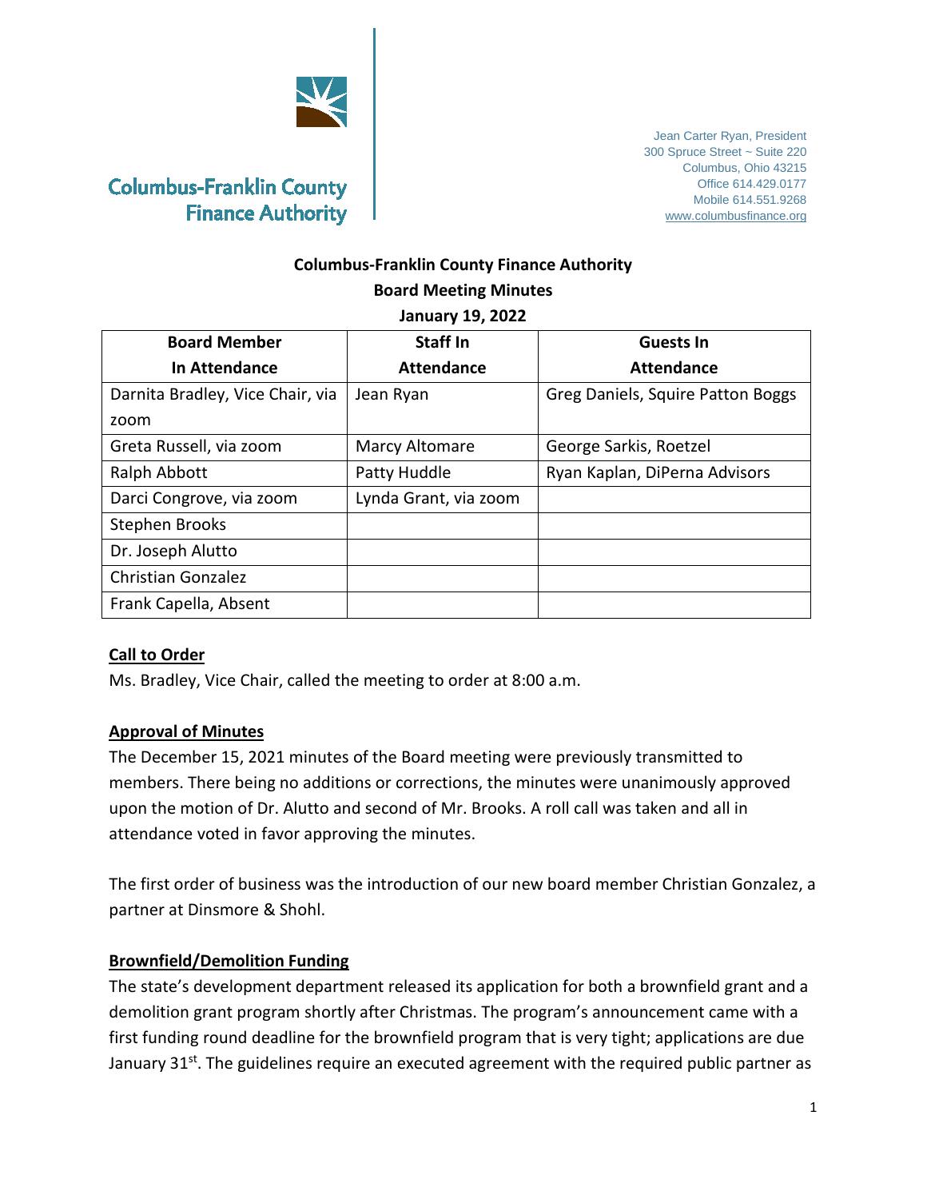Columbus-Franklin County Finance Authority

Jean Carter Ryan, President
300 Spruce Street ~ Suite 220
Columbus, Ohio 43215
Office 614.429.0177
Mobile 614.551.9268
www.columbusfinance.org

# Columbus-Franklin County Finance Authority
## Board Meeting Minutes
### January 19, 2022

| Board Member In Attendance | Staff In Attendance | Guests In Attendance |
|---|---|---|
| Darnita Bradley, Vice Chair, via zoom | Jean Ryan | Greg Daniels, Squire Patton Boggs |
| Greta Russell, via zoom | Marcy Altomare | George Sarkis, Roetzel |
| Ralph Abbott | Patty Huddle | Ryan Kaplan, DiPerna Advisors |
| Darci Congrove, via zoom | Lynda Grant, via zoom | |
| Stephen Brooks | | |
| Dr. Joseph Alutto | | |
| Christian Gonzalez | | |
| Frank Capella, Absent | | |

**Call to Order**

Ms. Bradley, Vice Chair, called the meeting to order at 8:00 a.m.

**Approval of Minutes**

The December 15, 2021 minutes of the Board meeting were previously transmitted to members. There being no additions or corrections, the minutes were unanimously approved upon the motion of Dr. Alutto and second of Mr. Brooks. A roll call was taken and all in attendance voted in favor approving the minutes.

The first order of business was the introduction of our new board member Christian Gonzalez, a partner at Dinsmore & Shohl.

**Brownfield/Demolition Funding**

The state's development department released its application for both a brownfield grant and a demolition grant program shortly after Christmas. The program's announcement came with a first funding round deadline for the brownfield program that is very tight; applications are due January 31st. The guidelines require an executed agreement with the required public partner as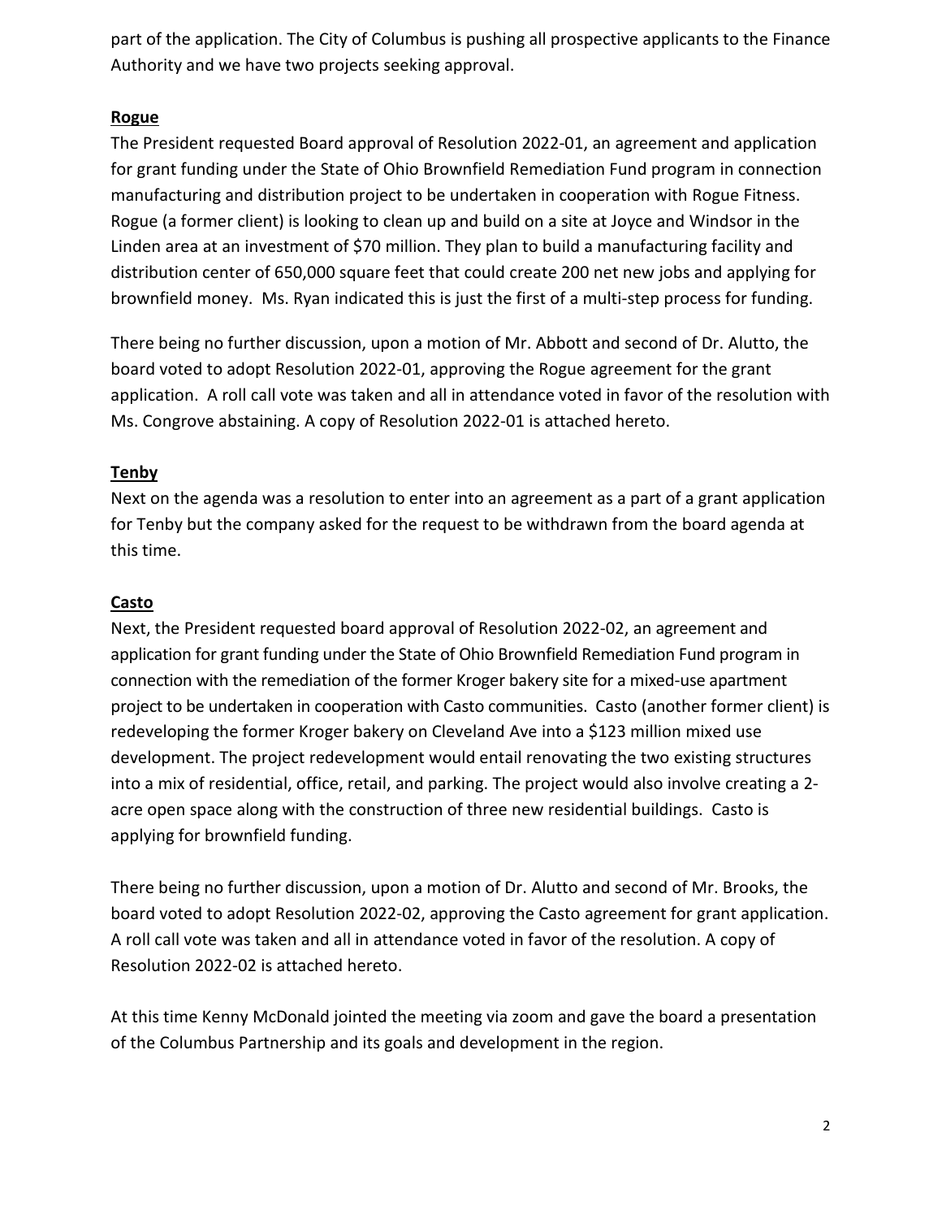part of the application. The City of Columbus is pushing all prospective applicants to the Finance Authority and we have two projects seeking approval.

**Rogue**

The President requested Board approval of Resolution 2022-01, an agreement and application for grant funding under the State of Ohio Brownfield Remediation Fund program in connection manufacturing and distribution project to be undertaken in cooperation with Rogue Fitness. Rogue (a former client) is looking to clean up and build on a site at Joyce and Windsor in the Linden area at an investment of $70 million. They plan to build a manufacturing facility and distribution center of 650,000 square feet that could create 200 net new jobs and applying for brownfield money. Ms. Ryan indicated this is just the first of a multi-step process for funding.

There being no further discussion, upon a motion of Mr. Abbott and second of Dr. Alutto, the board voted to adopt Resolution 2022-01, approving the Rogue agreement for the grant application. A roll call vote was taken and all in attendance voted in favor of the resolution with Ms. Congrove abstaining. A copy of Resolution 2022-01 is attached hereto.

**Tenby**

Next on the agenda was a resolution to enter into an agreement as a part of a grant application for Tenby but the company asked for the request to be withdrawn from the board agenda at this time.

**Casto**

Next, the President requested board approval of Resolution 2022-02, an agreement and application for grant funding under the State of Ohio Brownfield Remediation Fund program in connection with the remediation of the former Kroger bakery site for a mixed-use apartment project to be undertaken in cooperation with Casto communities. Casto (another former client) is redeveloping the former Kroger bakery on Cleveland Ave into a $123 million mixed use development. The project redevelopment would entail renovating the two existing structures into a mix of residential, office, retail, and parking. The project would also involve creating a 2-acre open space along with the construction of three new residential buildings. Casto is applying for brownfield funding.

There being no further discussion, upon a motion of Dr. Alutto and second of Mr. Brooks, the board voted to adopt Resolution 2022-02, approving the Casto agreement for grant application. A roll call vote was taken and all in attendance voted in favor of the resolution. A copy of Resolution 2022-02 is attached hereto.

At this time Kenny McDonald jointed the meeting via zoom and gave the board a presentation of the Columbus Partnership and its goals and development in the region.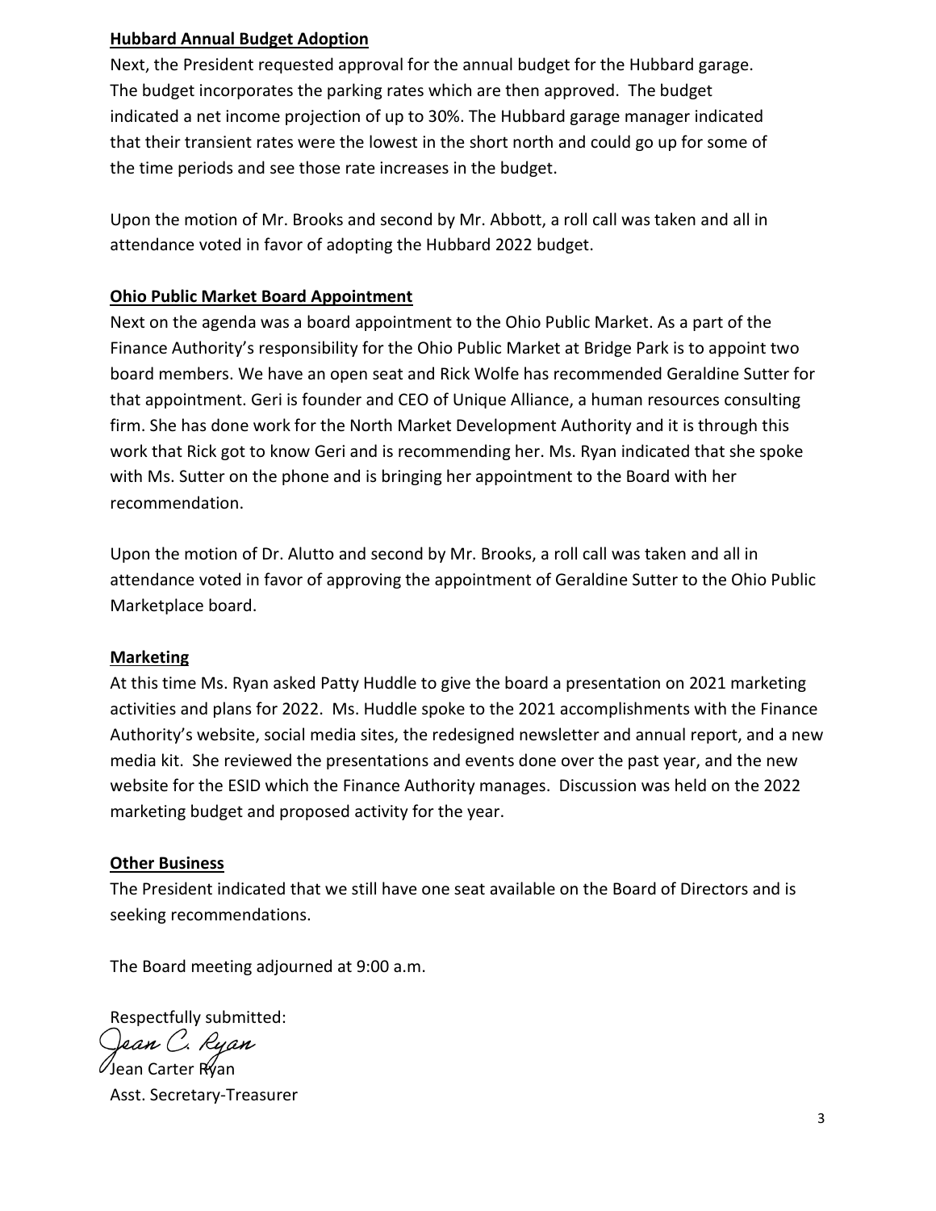**Hubbard Annual Budget Adoption**

Next, the President requested approval for the annual budget for the Hubbard garage. The budget incorporates the parking rates which are then approved. The budget indicated a net income projection of up to 30%. The Hubbard garage manager indicated that their transient rates were the lowest in the short north and could go up for some of the time periods and see those rate increases in the budget.

Upon the motion of Mr. Brooks and second by Mr. Abbott, a roll call was taken and all in attendance voted in favor of adopting the Hubbard 2022 budget.

**Ohio Public Market Board Appointment**

Next on the agenda was a board appointment to the Ohio Public Market. As a part of the Finance Authority's responsibility for the Ohio Public Market at Bridge Park is to appoint two board members. We have an open seat and Rick Wolfe has recommended Geraldine Sutter for that appointment. Geri is founder and CEO of Unique Alliance, a human resources consulting firm. She has done work for the North Market Development Authority and it is through this work that Rick got to know Geri and is recommending her. Ms. Ryan indicated that she spoke with Ms. Sutter on the phone and is bringing her appointment to the Board with her recommendation.

Upon the motion of Dr. Alutto and second by Mr. Brooks, a roll call was taken and all in attendance voted in favor of approving the appointment of Geraldine Sutter to the Ohio Public Marketplace board.

**Marketing**

At this time Ms. Ryan asked Patty Huddle to give the board a presentation on 2021 marketing activities and plans for 2022. Ms. Huddle spoke to the 2021 accomplishments with the Finance Authority's website, social media sites, the redesigned newsletter and annual report, and a new media kit. She reviewed the presentations and events done over the past year, and the new website for the ESID which the Finance Authority manages. Discussion was held on the 2022 marketing budget and proposed activity for the year.

**Other Business**

The President indicated that we still have one seat available on the Board of Directors and is seeking recommendations.

The Board meeting adjourned at 9:00 a.m.

Respectfully submitted:

Jean C. Ryan

Jean Carter Ryan
Asst. Secretary-Treasurer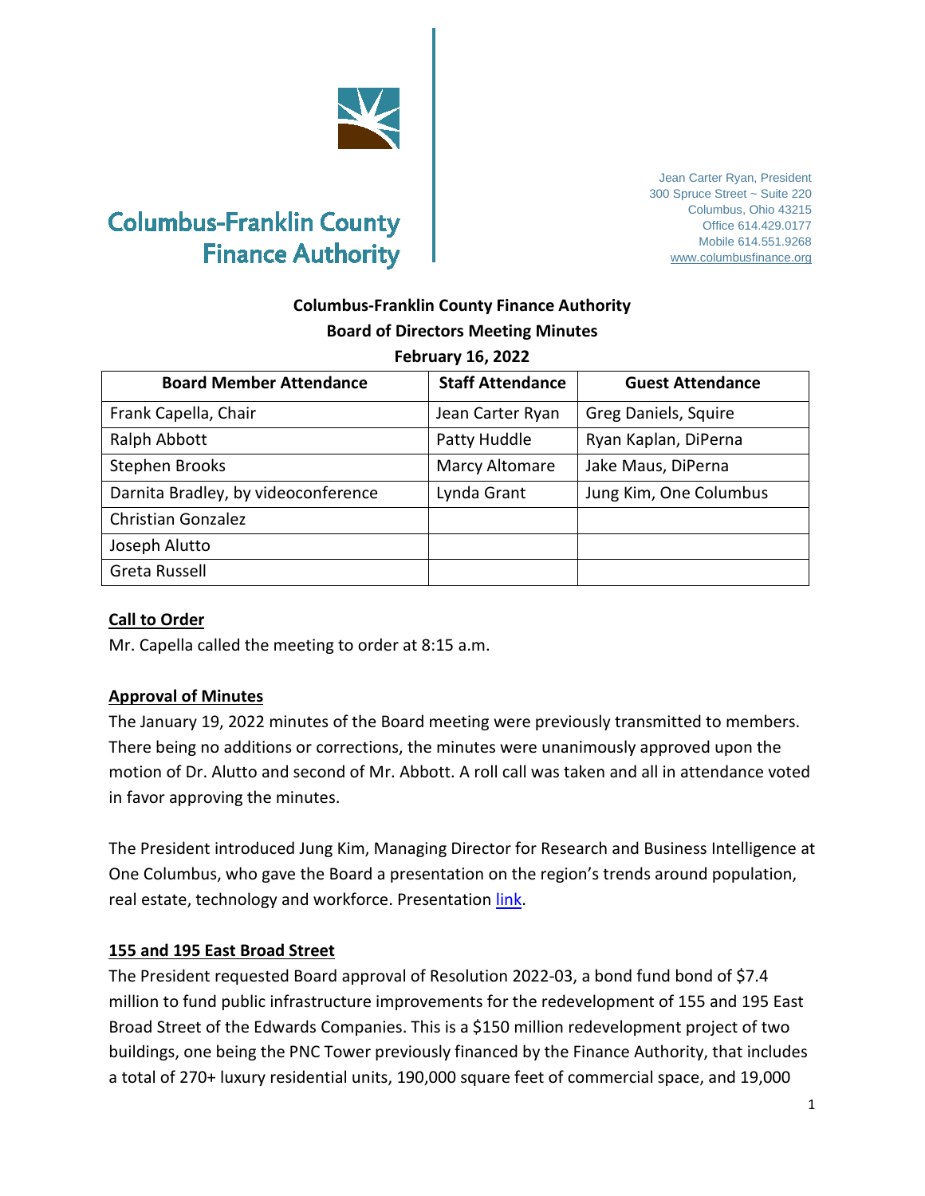# Columbus-Franklin County Finance Authority

Jean Carter Ryan, President
300 Spruce Street ~ Suite 220
Columbus, Ohio 43215
Office 614.429.0177
Mobile 614.551.9268
www.columbusfinance.org

**Columbus-Franklin County Finance Authority**
**Board of Directors Meeting Minutes**
**February 16, 2022**

| Board Member Attendance | Staff Attendance | Guest Attendance |
|---|---|---|
| Frank Capella, Chair | Jean Carter Ryan | Greg Daniels, Squire |
| Ralph Abbott | Patty Huddle | Ryan Kaplan, DiPerna |
| Stephen Brooks | Marcy Altomare | Jake Maus, DiPerna |
| Darnita Bradley, by videoconference | Lynda Grant | Jung Kim, One Columbus |
| Christian Gonzalez | | |
| Joseph Alutto | | |
| Greta Russell | | |

## Call to Order

Mr. Capella called the meeting to order at 8:15 a.m.

## Approval of Minutes

The January 19, 2022 minutes of the Board meeting were previously transmitted to members. There being no additions or corrections, the minutes were unanimously approved upon the motion of Dr. Alutto and second of Mr. Abbott. A roll call was taken and all in attendance voted in favor approving the minutes.

The President introduced Jung Kim, Managing Director for Research and Business Intelligence at One Columbus, who gave the Board a presentation on the region's trends around population, real estate, technology and workforce. Presentation link.

## 155 and 195 East Broad Street

The President requested Board approval of Resolution 2022-03, a bond fund bond of $7.4 million to fund public infrastructure improvements for the redevelopment of 155 and 195 East Broad Street of the Edwards Companies. This is a $150 million redevelopment project of two buildings, one being the PNC Tower previously financed by the Finance Authority, that includes a total of 270+ luxury residential units, 190,000 square feet of commercial space, and 19,000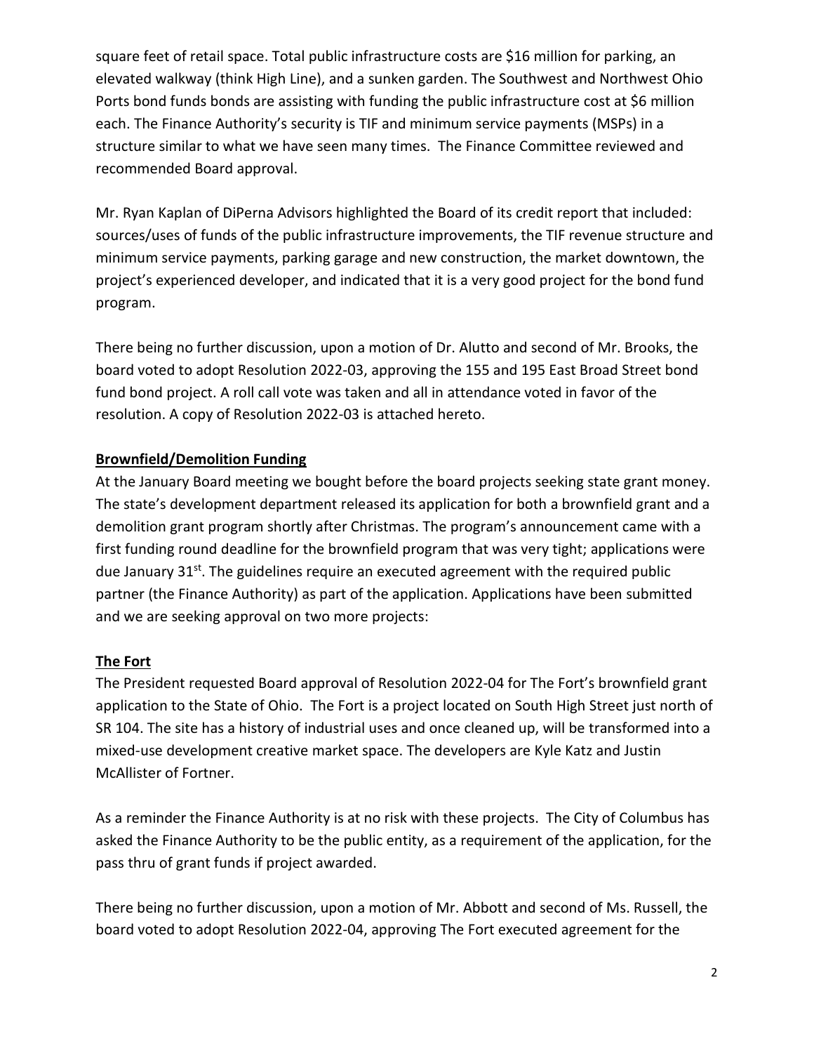square feet of retail space. Total public infrastructure costs are $16 million for parking, an elevated walkway (think High Line), and a sunken garden. The Southwest and Northwest Ohio Ports bond funds bonds are assisting with funding the public infrastructure cost at $6 million each. The Finance Authority's security is TIF and minimum service payments (MSPs) in a structure similar to what we have seen many times. The Finance Committee reviewed and recommended Board approval.

Mr. Ryan Kaplan of DiPerna Advisors highlighted the Board of its credit report that included: sources/uses of funds of the public infrastructure improvements, the TIF revenue structure and minimum service payments, parking garage and new construction, the market downtown, the project's experienced developer, and indicated that it is a very good project for the bond fund program.

There being no further discussion, upon a motion of Dr. Alutto and second of Mr. Brooks, the board voted to adopt Resolution 2022-03, approving the 155 and 195 East Broad Street bond fund bond project. A roll call vote was taken and all in attendance voted in favor of the resolution. A copy of Resolution 2022-03 is attached hereto.

**Brownfield/Demolition Funding**

At the January Board meeting we bought before the board projects seeking state grant money. The state's development department released its application for both a brownfield grant and a demolition grant program shortly after Christmas. The program's announcement came with a first funding round deadline for the brownfield program that was very tight; applications were due January 31st. The guidelines require an executed agreement with the required public partner (the Finance Authority) as part of the application. Applications have been submitted and we are seeking approval on two more projects:

**The Fort**

The President requested Board approval of Resolution 2022-04 for The Fort's brownfield grant application to the State of Ohio. The Fort is a project located on South High Street just north of SR 104. The site has a history of industrial uses and once cleaned up, will be transformed into a mixed-use development creative market space. The developers are Kyle Katz and Justin McAllister of Fortner.

As a reminder the Finance Authority is at no risk with these projects. The City of Columbus has asked the Finance Authority to be the public entity, as a requirement of the application, for the pass thru of grant funds if project awarded.

There being no further discussion, upon a motion of Mr. Abbott and second of Ms. Russell, the board voted to adopt Resolution 2022-04, approving The Fort executed agreement for the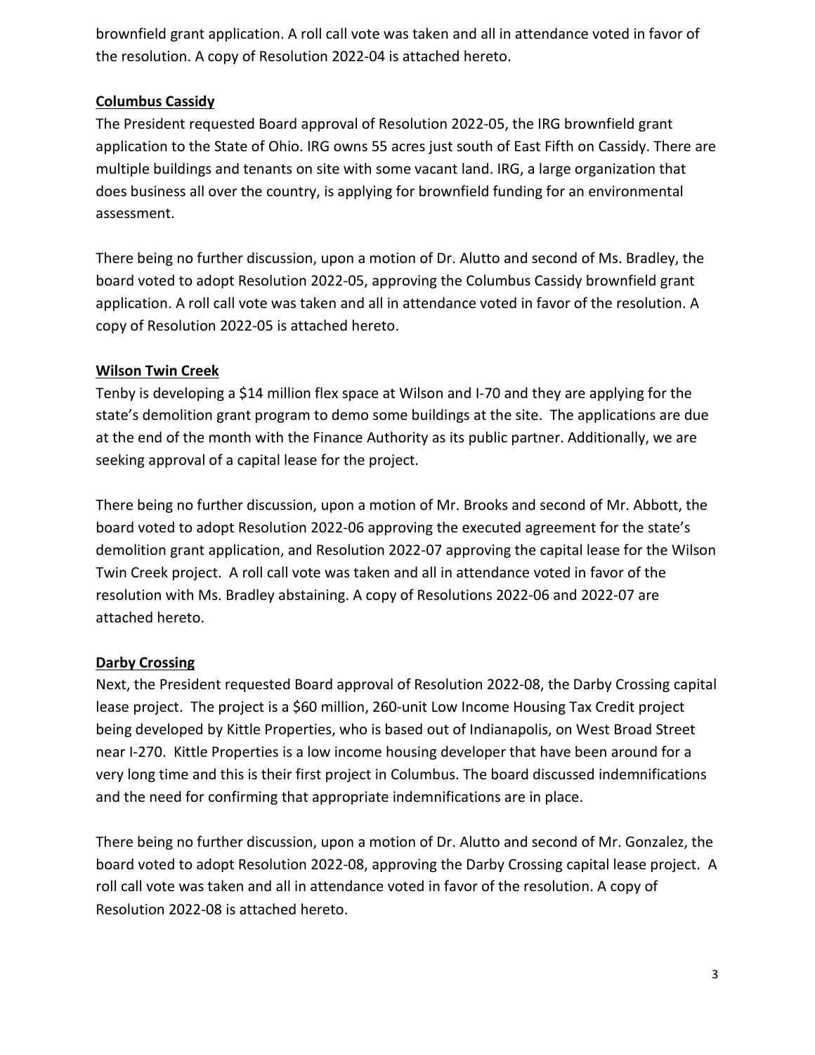brownfield grant application. A roll call vote was taken and all in attendance voted in favor of the resolution. A copy of Resolution 2022-04 is attached hereto.

**Columbus Cassidy**

The President requested Board approval of Resolution 2022-05, the IRG brownfield grant application to the State of Ohio. IRG owns 55 acres just south of East Fifth on Cassidy. There are multiple buildings and tenants on site with some vacant land. IRG, a large organization that does business all over the country, is applying for brownfield funding for an environmental assessment.

There being no further discussion, upon a motion of Dr. Alutto and second of Ms. Bradley, the board voted to adopt Resolution 2022-05, approving the Columbus Cassidy brownfield grant application. A roll call vote was taken and all in attendance voted in favor of the resolution. A copy of Resolution 2022-05 is attached hereto.

**Wilson Twin Creek**

Tenby is developing a $14 million flex space at Wilson and I-70 and they are applying for the state's demolition grant program to demo some buildings at the site. The applications are due at the end of the month with the Finance Authority as its public partner. Additionally, we are seeking approval of a capital lease for the project.

There being no further discussion, upon a motion of Mr. Brooks and second of Mr. Abbott, the board voted to adopt Resolution 2022-06 approving the executed agreement for the state's demolition grant application, and Resolution 2022-07 approving the capital lease for the Wilson Twin Creek project. A roll call vote was taken and all in attendance voted in favor of the resolution with Ms. Bradley abstaining. A copy of Resolutions 2022-06 and 2022-07 are attached hereto.

**Darby Crossing**

Next, the President requested Board approval of Resolution 2022-08, the Darby Crossing capital lease project. The project is a $60 million, 260-unit Low Income Housing Tax Credit project being developed by Kittle Properties, who is based out of Indianapolis, on West Broad Street near I-270. Kittle Properties is a low income housing developer that have been around for a very long time and this is their first project in Columbus. The board discussed indemnifications and the need for confirming that appropriate indemnifications are in place.

There being no further discussion, upon a motion of Dr. Alutto and second of Mr. Gonzalez, the board voted to adopt Resolution 2022-08, approving the Darby Crossing capital lease project. A roll call vote was taken and all in attendance voted in favor of the resolution. A copy of Resolution 2022-08 is attached hereto.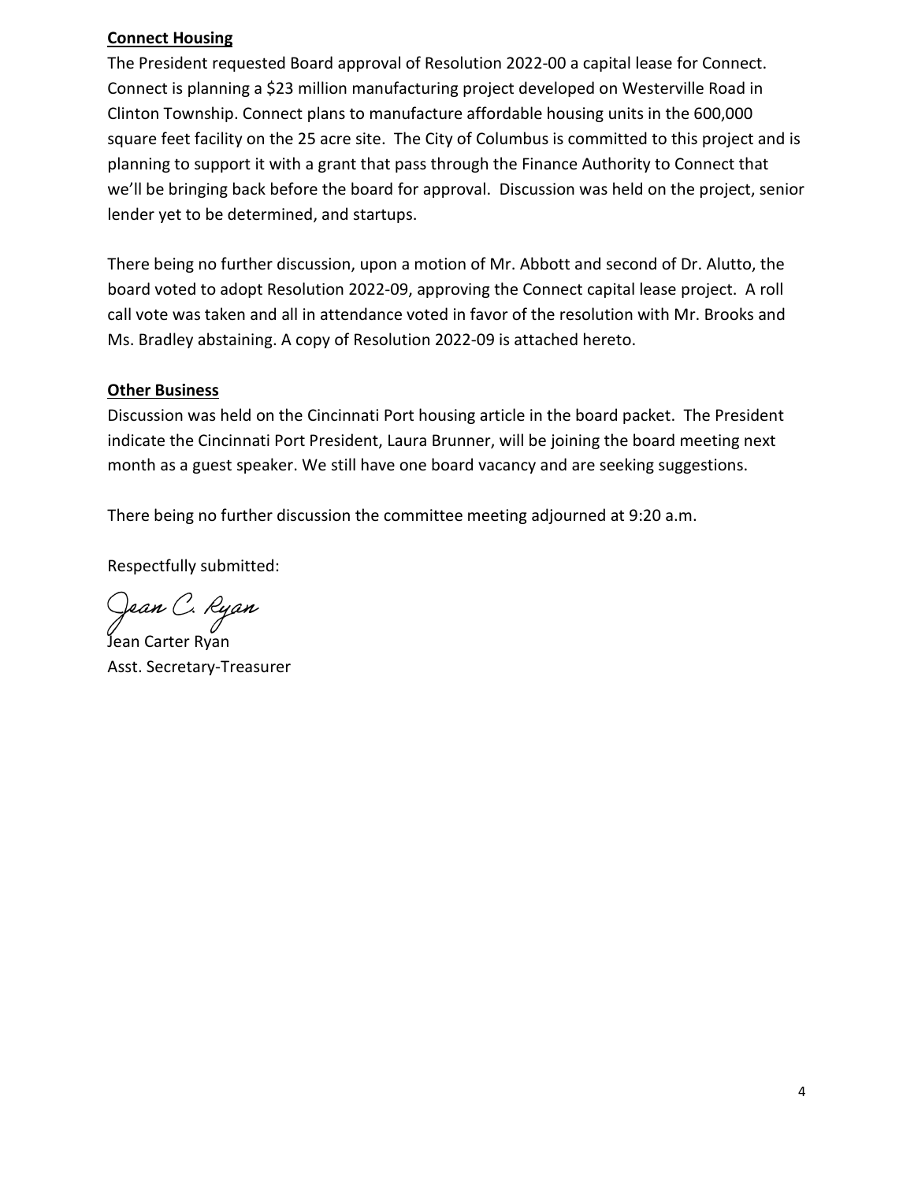**Connect Housing**

The President requested Board approval of Resolution 2022-00 a capital lease for Connect. Connect is planning a $23 million manufacturing project developed on Westerville Road in Clinton Township. Connect plans to manufacture affordable housing units in the 600,000 square feet facility on the 25 acre site. The City of Columbus is committed to this project and is planning to support it with a grant that pass through the Finance Authority to Connect that we'll be bringing back before the board for approval. Discussion was held on the project, senior lender yet to be determined, and startups.

There being no further discussion, upon a motion of Mr. Abbott and second of Dr. Alutto, the board voted to adopt Resolution 2022-09, approving the Connect capital lease project. A roll call vote was taken and all in attendance voted in favor of the resolution with Mr. Brooks and Ms. Bradley abstaining. A copy of Resolution 2022-09 is attached hereto.

**Other Business**

Discussion was held on the Cincinnati Port housing article in the board packet. The President indicate the Cincinnati Port President, Laura Brunner, will be joining the board meeting next month as a guest speaker. We still have one board vacancy and are seeking suggestions.

There being no further discussion the committee meeting adjourned at 9:20 a.m.

Respectfully submitted:

*Jean C. Ryan*

Jean Carter Ryan
Asst. Secretary-Treasurer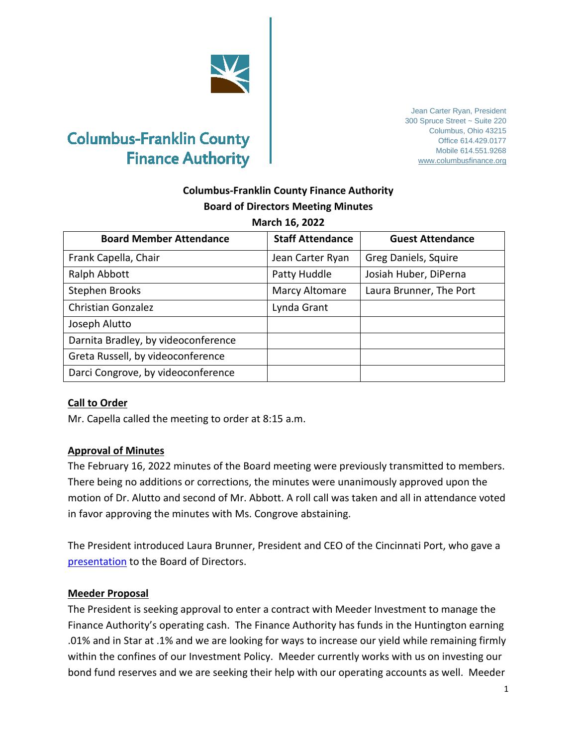Columbus-Franklin County Finance Authority

Jean Carter Ryan, President
300 Spruce Street ~ Suite 220
Columbus, Ohio 43215
Office 614.429.0177
Mobile 614.551.9268
www.columbusfinance.org

**Columbus-Franklin County Finance Authority**
**Board of Directors Meeting Minutes**
**March 16, 2022**

| Board Member Attendance | Staff Attendance | Guest Attendance |
|---|---|---|
| Frank Capella, Chair | Jean Carter Ryan | Greg Daniels, Squire |
| Ralph Abbott | Patty Huddle | Josiah Huber, DiPerna |
| Stephen Brooks | Marcy Altomare | Laura Brunner, The Port |
| Christian Gonzalez | Lynda Grant | |
| Joseph Alutto | | |
| Darnita Bradley, by videoconference | | |
| Greta Russell, by videoconference | | |
| Darci Congrove, by videoconference | | |

**Call to Order**

Mr. Capella called the meeting to order at 8:15 a.m.

**Approval of Minutes**

The February 16, 2022 minutes of the Board meeting were previously transmitted to members. There being no additions or corrections, the minutes were unanimously approved upon the motion of Dr. Alutto and second of Mr. Abbott. A roll call was taken and all in attendance voted in favor approving the minutes with Ms. Congrove abstaining.

The President introduced Laura Brunner, President and CEO of the Cincinnati Port, who gave a presentation to the Board of Directors.

**Meeder Proposal**

The President is seeking approval to enter a contract with Meeder Investment to manage the Finance Authority's operating cash. The Finance Authority has funds in the Huntington earning .01% and in Star at .1% and we are looking for ways to increase our yield while remaining firmly within the confines of our Investment Policy. Meeder currently works with us on investing our bond fund reserves and we are seeking their help with our operating accounts as well. Meeder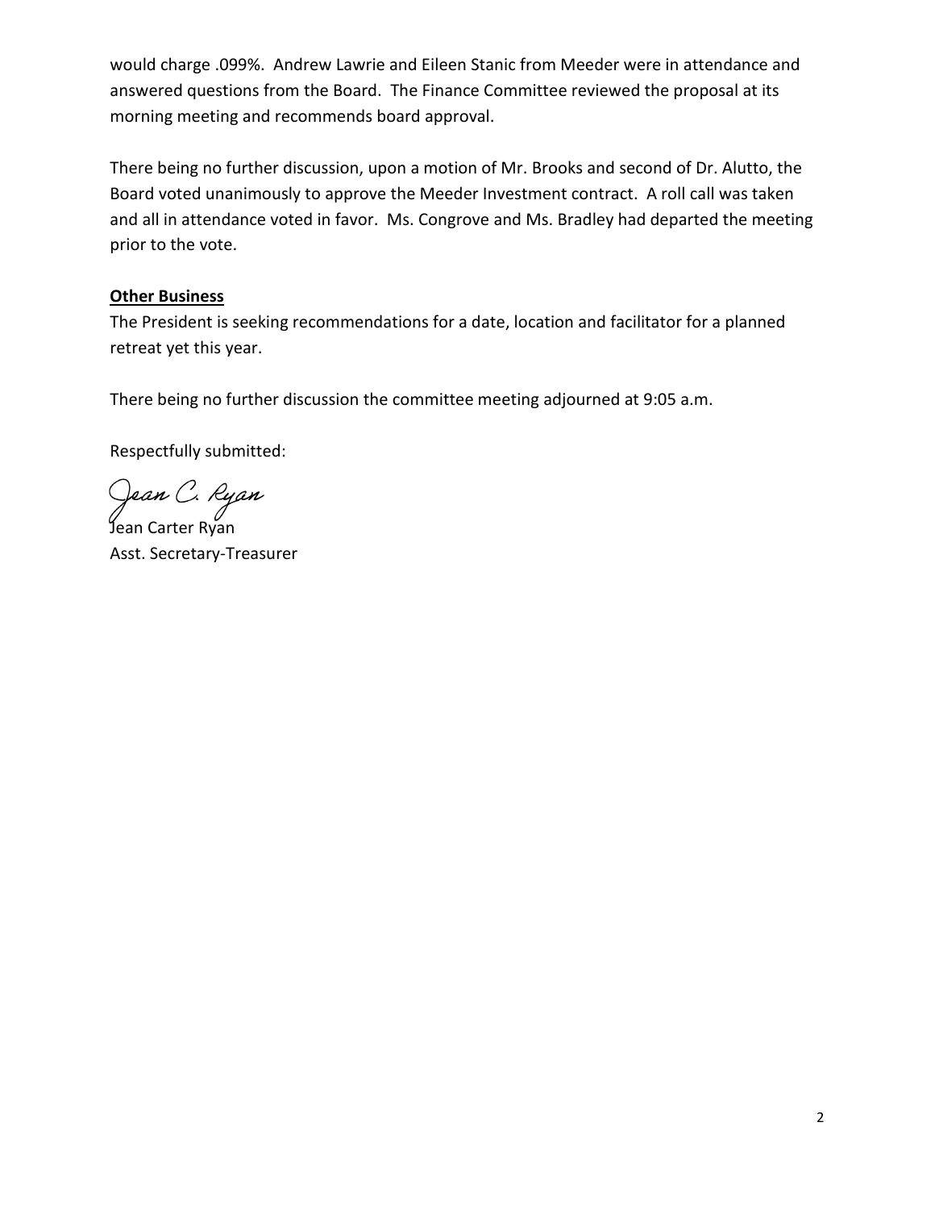would charge .099%. Andrew Lawrie and Eileen Stanic from Meeder were in attendance and answered questions from the Board. The Finance Committee reviewed the proposal at its morning meeting and recommends board approval.

There being no further discussion, upon a motion of Mr. Brooks and second of Dr. Alutto, the Board voted unanimously to approve the Meeder Investment contract. A roll call was taken and all in attendance voted in favor. Ms. Congrove and Ms. Bradley had departed the meeting prior to the vote.

**Other Business**

The President is seeking recommendations for a date, location and facilitator for a planned retreat yet this year.

There being no further discussion the committee meeting adjourned at 9:05 a.m.

Respectfully submitted:

Jean C. Ryan

Jean Carter Ryan
Asst. Secretary-Treasurer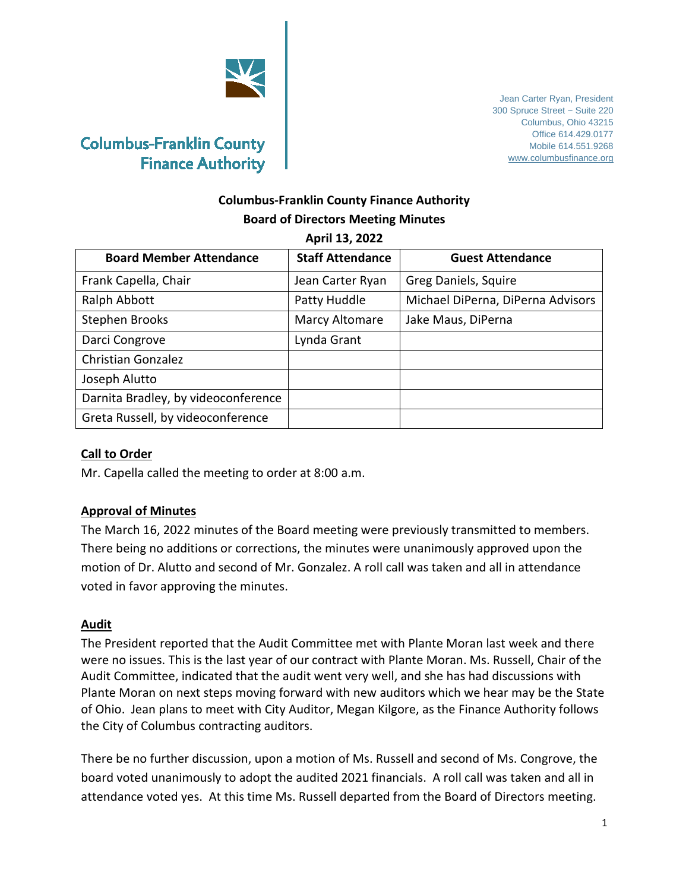Columbus-Franklin County Finance Authority

Jean Carter Ryan, President
300 Spruce Street ~ Suite 220
Columbus, Ohio 43215
Office 614.429.0177
Mobile 614.551.9268
www.columbusfinance.org

**Columbus-Franklin County Finance Authority**
**Board of Directors Meeting Minutes**
**April 13, 2022**

| Board Member Attendance | Staff Attendance | Guest Attendance |
|---|---|---|
| Frank Capella, Chair | Jean Carter Ryan | Greg Daniels, Squire |
| Ralph Abbott | Patty Huddle | Michael DiPerna, DiPerna Advisors |
| Stephen Brooks | Marcy Altomare | Jake Maus, DiPerna |
| Darci Congrove | Lynda Grant | |
| Christian Gonzalez | | |
| Joseph Alutto | | |
| Darnita Bradley, by videoconference | | |
| Greta Russell, by videoconference | | |

## Call to Order

Mr. Capella called the meeting to order at 8:00 a.m.

## Approval of Minutes

The March 16, 2022 minutes of the Board meeting were previously transmitted to members. There being no additions or corrections, the minutes were unanimously approved upon the motion of Dr. Alutto and second of Mr. Gonzalez. A roll call was taken and all in attendance voted in favor approving the minutes.

## Audit

The President reported that the Audit Committee met with Plante Moran last week and there were no issues. This is the last year of our contract with Plante Moran. Ms. Russell, Chair of the Audit Committee, indicated that the audit went very well, and she has had discussions with Plante Moran on next steps moving forward with new auditors which we hear may be the State of Ohio. Jean plans to meet with City Auditor, Megan Kilgore, as the Finance Authority follows the City of Columbus contracting auditors.

There be no further discussion, upon a motion of Ms. Russell and second of Ms. Congrove, the board voted unanimously to adopt the audited 2021 financials. A roll call was taken and all in attendance voted yes. At this time Ms. Russell departed from the Board of Directors meeting.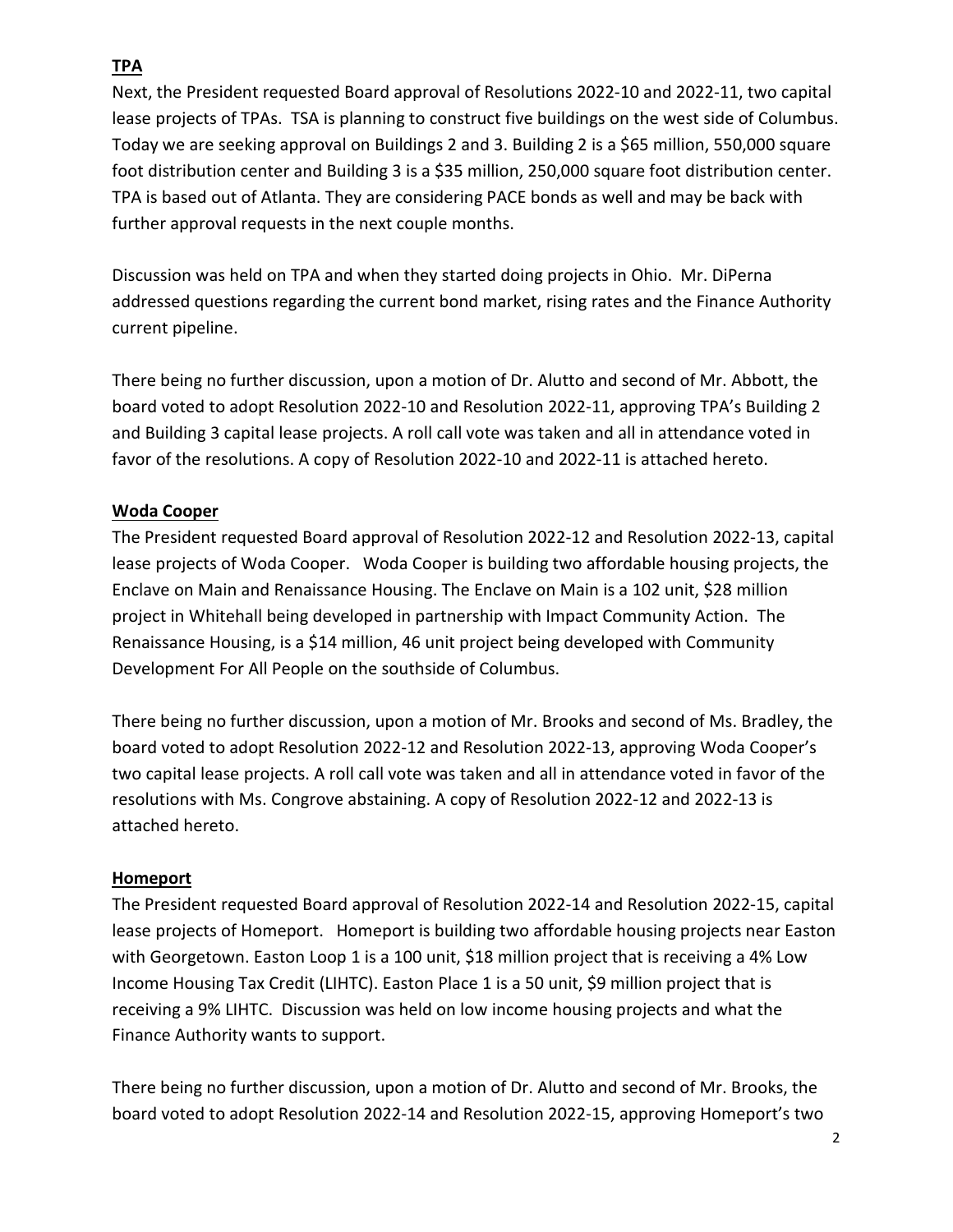**TPA**

Next, the President requested Board approval of Resolutions 2022-10 and 2022-11, two capital lease projects of TPAs. TSA is planning to construct five buildings on the west side of Columbus. Today we are seeking approval on Buildings 2 and 3. Building 2 is a $65 million, 550,000 square foot distribution center and Building 3 is a $35 million, 250,000 square foot distribution center. TPA is based out of Atlanta. They are considering PACE bonds as well and may be back with further approval requests in the next couple months.

Discussion was held on TPA and when they started doing projects in Ohio. Mr. DiPerna addressed questions regarding the current bond market, rising rates and the Finance Authority current pipeline.

There being no further discussion, upon a motion of Dr. Alutto and second of Mr. Abbott, the board voted to adopt Resolution 2022-10 and Resolution 2022-11, approving TPA's Building 2 and Building 3 capital lease projects. A roll call vote was taken and all in attendance voted in favor of the resolutions. A copy of Resolution 2022-10 and 2022-11 is attached hereto.

**Woda Cooper**

The President requested Board approval of Resolution 2022-12 and Resolution 2022-13, capital lease projects of Woda Cooper. Woda Cooper is building two affordable housing projects, the Enclave on Main and Renaissance Housing. The Enclave on Main is a 102 unit, $28 million project in Whitehall being developed in partnership with Impact Community Action. The Renaissance Housing, is a $14 million, 46 unit project being developed with Community Development For All People on the southside of Columbus.

There being no further discussion, upon a motion of Mr. Brooks and second of Ms. Bradley, the board voted to adopt Resolution 2022-12 and Resolution 2022-13, approving Woda Cooper's two capital lease projects. A roll call vote was taken and all in attendance voted in favor of the resolutions with Ms. Congrove abstaining. A copy of Resolution 2022-12 and 2022-13 is attached hereto.

**Homeport**

The President requested Board approval of Resolution 2022-14 and Resolution 2022-15, capital lease projects of Homeport. Homeport is building two affordable housing projects near Easton with Georgetown. Easton Loop 1 is a 100 unit, $18 million project that is receiving a 4% Low Income Housing Tax Credit (LIHTC). Easton Place 1 is a 50 unit, $9 million project that is receiving a 9% LIHTC. Discussion was held on low income housing projects and what the Finance Authority wants to support.

There being no further discussion, upon a motion of Dr. Alutto and second of Mr. Brooks, the board voted to adopt Resolution 2022-14 and Resolution 2022-15, approving Homeport's two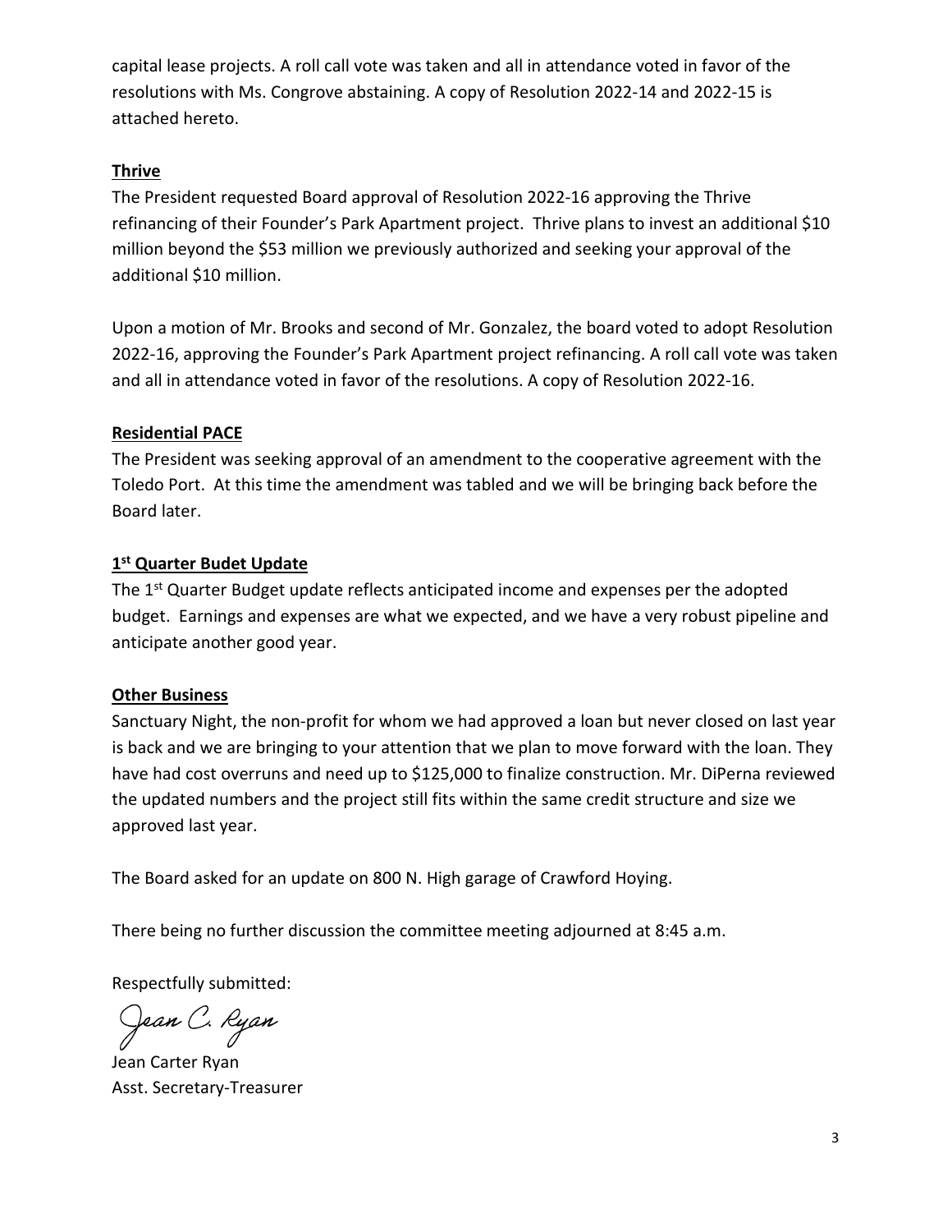capital lease projects. A roll call vote was taken and all in attendance voted in favor of the resolutions with Ms. Congrove abstaining. A copy of Resolution 2022-14 and 2022-15 is attached hereto.

**Thrive**

The President requested Board approval of Resolution 2022-16 approving the Thrive refinancing of their Founder's Park Apartment project. Thrive plans to invest an additional $10 million beyond the $53 million we previously authorized and seeking your approval of the additional $10 million.

Upon a motion of Mr. Brooks and second of Mr. Gonzalez, the board voted to adopt Resolution 2022-16, approving the Founder's Park Apartment project refinancing. A roll call vote was taken and all in attendance voted in favor of the resolutions. A copy of Resolution 2022-16.

**Residential PACE**

The President was seeking approval of an amendment to the cooperative agreement with the Toledo Port. At this time the amendment was tabled and we will be bringing back before the Board later.

**1st Quarter Budet Update**

The 1st Quarter Budget update reflects anticipated income and expenses per the adopted budget. Earnings and expenses are what we expected, and we have a very robust pipeline and anticipate another good year.

**Other Business**

Sanctuary Night, the non-profit for whom we had approved a loan but never closed on last year is back and we are bringing to your attention that we plan to move forward with the loan. They have had cost overruns and need up to $125,000 to finalize construction. Mr. DiPerna reviewed the updated numbers and the project still fits within the same credit structure and size we approved last year.

The Board asked for an update on 800 N. High garage of Crawford Hoying.

There being no further discussion the committee meeting adjourned at 8:45 a.m.

Respectfully submitted:

Jean C. Ryan

Jean Carter Ryan
Asst. Secretary-Treasurer